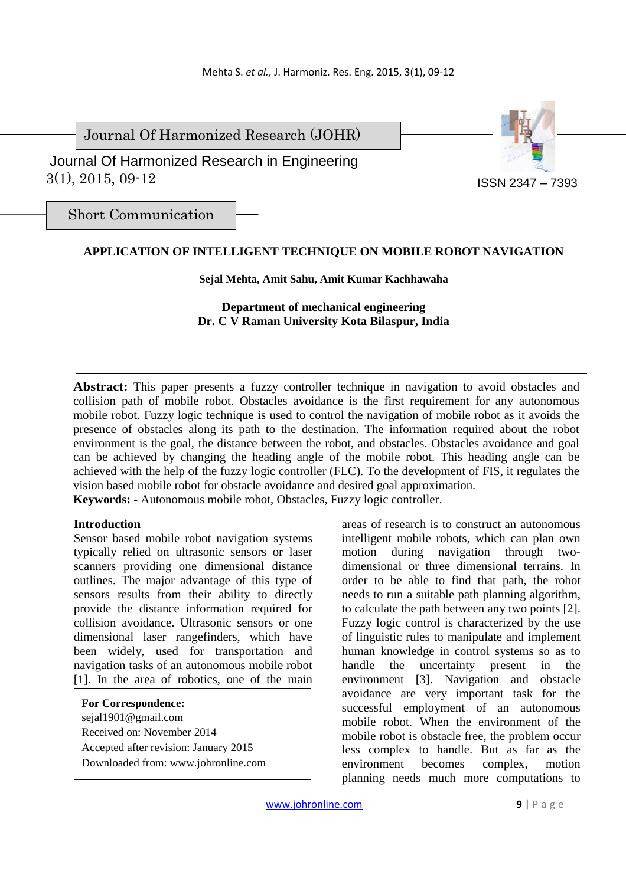Journal Of Harmonized Research (JOHR)

Journal Of Harmonized Research in Engineering
3(1), 2015, 09-12

ISSN 2347 – 7393

Short Communication

# APPLICATION OF INTELLIGENT TECHNIQUE ON MOBILE ROBOT NAVIGATION

**Sejal Mehta, Amit Sahu, Amit Kumar Kachhawaha**

**Department of mechanical engineering**
**Dr. C V Raman University Kota Bilaspur, India**

---

**Abstract:** This paper presents a fuzzy controller technique in navigation to avoid obstacles and collision path of mobile robot. Obstacles avoidance is the first requirement for any autonomous mobile robot. Fuzzy logic technique is used to control the navigation of mobile robot as it avoids the presence of obstacles along its path to the destination. The information required about the robot environment is the goal, the distance between the robot, and obstacles. Obstacles avoidance and goal can be achieved by changing the heading angle of the mobile robot. This heading angle can be achieved with the help of the fuzzy logic controller (FLC). To the development of FIS, it regulates the vision based mobile robot for obstacle avoidance and desired goal approximation.

**Keywords: -** Autonomous mobile robot, Obstacles, Fuzzy logic controller.

## Introduction

Sensor based mobile robot navigation systems typically relied on ultrasonic sensors or laser scanners providing one dimensional distance outlines. The major advantage of this type of sensors results from their ability to directly provide the distance information required for collision avoidance. Ultrasonic sensors or one dimensional laser rangefinders, which have been widely, used for transportation and navigation tasks of an autonomous mobile robot [1]. In the area of robotics, one of the main areas of research is to construct an autonomous intelligent mobile robots, which can plan own motion during navigation through two-dimensional or three dimensional terrains. In order to be able to find that path, the robot needs to run a suitable path planning algorithm, to calculate the path between any two points [2]. Fuzzy logic control is characterized by the use of linguistic rules to manipulate and implement human knowledge in control systems so as to handle the uncertainty present in the environment [3]. Navigation and obstacle avoidance are very important task for the successful employment of an autonomous mobile robot. When the environment of the mobile robot is obstacle free, the problem occur less complex to handle. But as far as the environment becomes complex, motion planning needs much more computations to

**For Correspondence:**
sejal1901@gmail.com
Received on: November 2014
Accepted after revision: January 2015
Downloaded from: www.johronline.com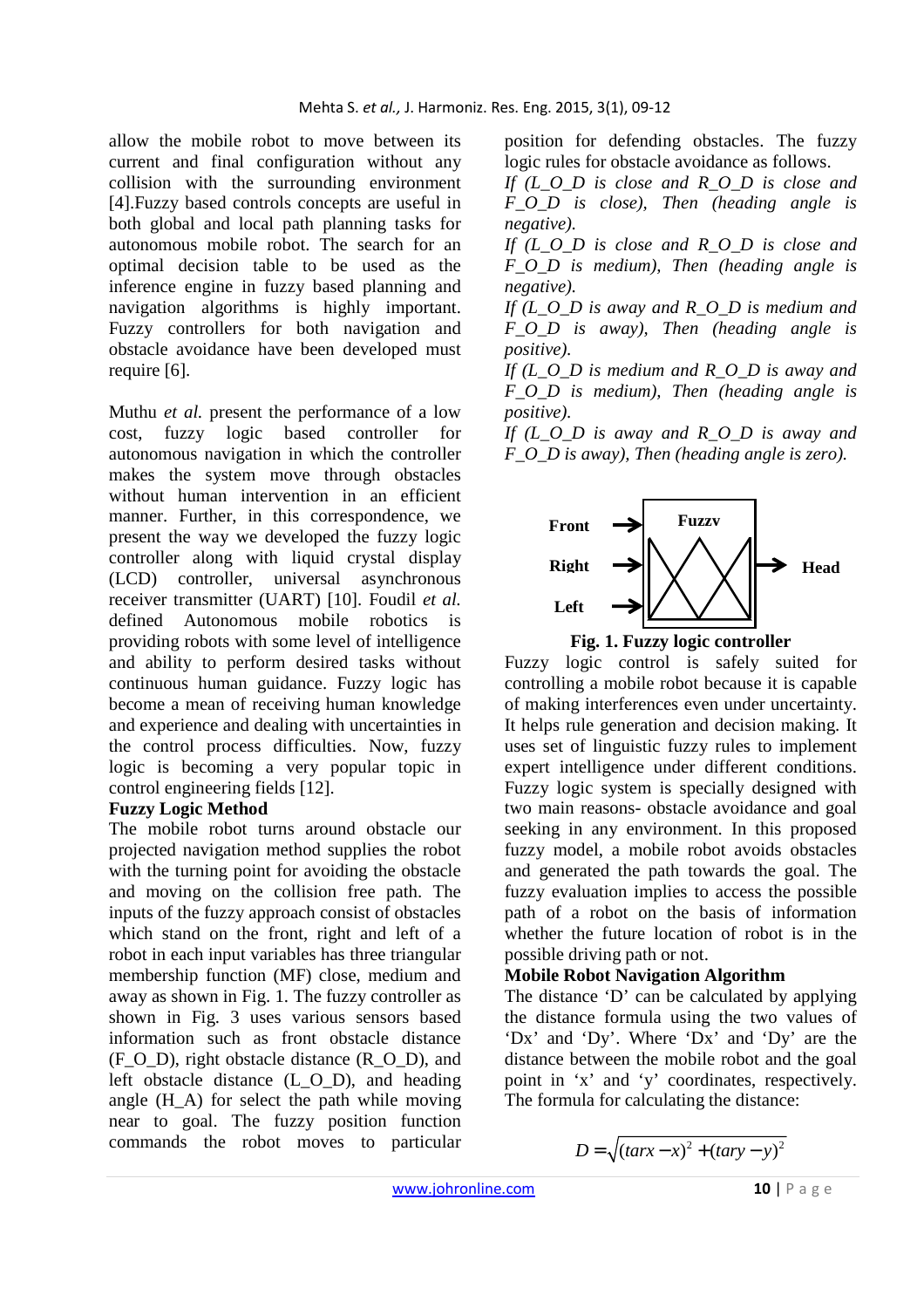allow the mobile robot to move between its current and final configuration without any collision with the surrounding environment [4].Fuzzy based controls concepts are useful in both global and local path planning tasks for autonomous mobile robot. The search for an optimal decision table to be used as the inference engine in fuzzy based planning and navigation algorithms is highly important. Fuzzy controllers for both navigation and obstacle avoidance have been developed must require [6].

Muthu *et al.* present the performance of a low cost, fuzzy logic based controller for autonomous navigation in which the controller makes the system move through obstacles without human intervention in an efficient manner. Further, in this correspondence, we present the way we developed the fuzzy logic controller along with liquid crystal display (LCD) controller, universal asynchronous receiver transmitter (UART) [10]. Foudil *et al.* defined Autonomous mobile robotics is providing robots with some level of intelligence and ability to perform desired tasks without continuous human guidance. Fuzzy logic has become a mean of receiving human knowledge and experience and dealing with uncertainties in the control process difficulties. Now, fuzzy logic is becoming a very popular topic in control engineering fields [12].

**Fuzzy Logic Method**

The mobile robot turns around obstacle our projected navigation method supplies the robot with the turning point for avoiding the obstacle and moving on the collision free path. The inputs of the fuzzy approach consist of obstacles which stand on the front, right and left of a robot in each input variables has three triangular membership function (MF) close, medium and away as shown in Fig. 1. The fuzzy controller as shown in Fig. 3 uses various sensors based information such as front obstacle distance (F_O_D), right obstacle distance (R_O_D), and left obstacle distance (L_O_D), and heading angle (H_A) for select the path while moving near to goal. The fuzzy position function commands the robot moves to particular position for defending obstacles. The fuzzy logic rules for obstacle avoidance as follows.

*If (L_O_D is close and R_O_D is close and F_O_D is close), Then (heading angle is negative).*

*If (L_O_D is close and R_O_D is close and F_O_D is medium), Then (heading angle is negative).*

*If (L_O_D is away and R_O_D is medium and F_O_D is away), Then (heading angle is positive).*

*If (L_O_D is medium and R_O_D is away and F_O_D is medium), Then (heading angle is positive).*

*If (L_O_D is away and R_O_D is away and F_O_D is away), Then (heading angle is zero).*

Front → Fuzzy → Head
Right →
Left →

**Fig. 1. Fuzzy logic controller**

Fuzzy logic control is safely suited for controlling a mobile robot because it is capable of making interferences even under uncertainty. It helps rule generation and decision making. It uses set of linguistic fuzzy rules to implement expert intelligence under different conditions. Fuzzy logic system is specially designed with two main reasons- obstacle avoidance and goal seeking in any environment. In this proposed fuzzy model, a mobile robot avoids obstacles and generated the path towards the goal. The fuzzy evaluation implies to access the possible path of a robot on the basis of information whether the future location of robot is in the possible driving path or not.

**Mobile Robot Navigation Algorithm**

The distance 'D' can be calculated by applying the distance formula using the two values of 'Dx' and 'Dy'. Where 'Dx' and 'Dy' are the distance between the mobile robot and the goal point in 'x' and 'y' coordinates, respectively. The formula for calculating the distance:

$$D = \sqrt{(tarx - x)^2 + (tary - y)^2}$$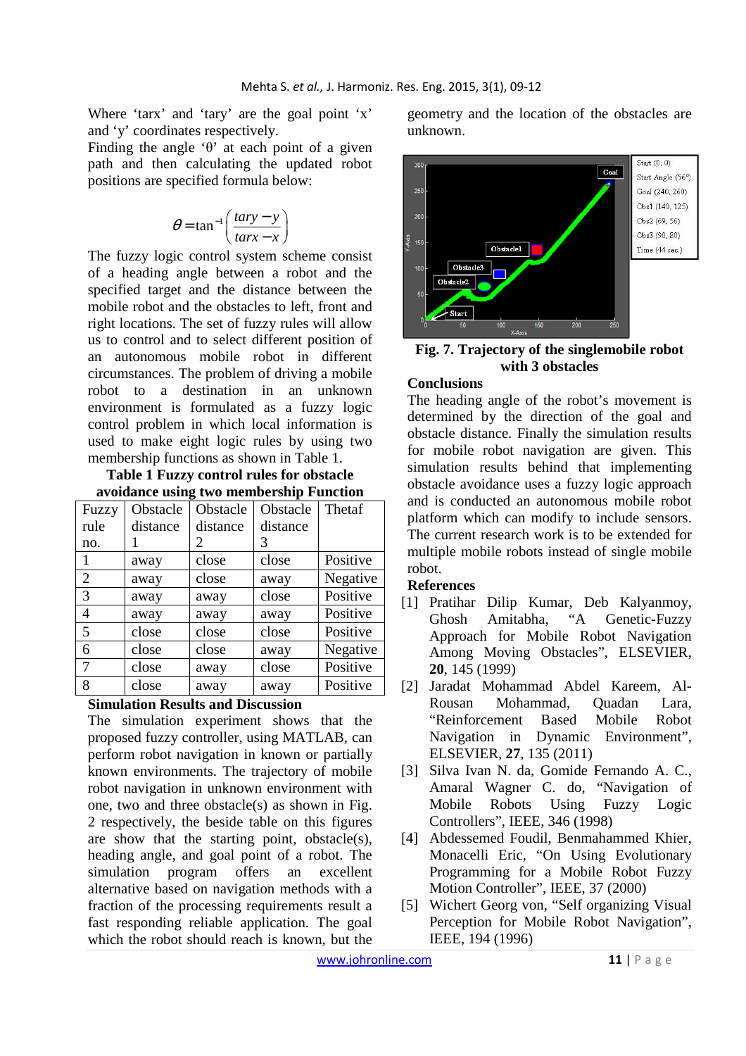Where 'tarx' and 'tary' are the goal point 'x' and 'y' coordinates respectively.

Finding the angle 'θ' at each point of a given path and then calculating the updated robot positions are specified formula below:

$$\theta = \tan^{-1}\left(\frac{tary - y}{tarx - x}\right)$$

The fuzzy logic control system scheme consist of a heading angle between a robot and the specified target and the distance between the mobile robot and the obstacles to left, front and right locations. The set of fuzzy rules will allow us to control and to select different position of an autonomous mobile robot in different circumstances. The problem of driving a mobile robot to a destination in an unknown environment is formulated as a fuzzy logic control problem in which local information is used to make eight logic rules by using two membership functions as shown in Table 1.

**Table 1 Fuzzy control rules for obstacle avoidance using two membership Function**

| Fuzzy rule no. | Obstacle distance 1 | Obstacle distance 2 | Obstacle distance 3 | Thetaf |
|---|---|---|---|---|
| 1 | away | close | close | Positive |
| 2 | away | close | away | Negative |
| 3 | away | away | close | Positive |
| 4 | away | away | away | Positive |
| 5 | close | close | close | Positive |
| 6 | close | close | away | Negative |
| 7 | close | away | close | Positive |
| 8 | close | away | away | Positive |

## Simulation Results and Discussion

The simulation experiment shows that the proposed fuzzy controller, using MATLAB, can perform robot navigation in known or partially known environments. The trajectory of mobile robot navigation in unknown environment with one, two and three obstacle(s) as shown in Fig. 2 respectively, the beside table on this figures are show that the starting point, obstacle(s), heading angle, and goal point of a robot. The simulation program offers an excellent alternative based on navigation methods with a fraction of the processing requirements result a fast responding reliable application. The goal which the robot should reach is known, but the geometry and the location of the obstacles are unknown.

**Fig. 7. Trajectory of the singlemobile robot with 3 obstacles**

## Conclusions

The heading angle of the robot's movement is determined by the direction of the goal and obstacle distance. Finally the simulation results for mobile robot navigation are given. This simulation results behind that implementing obstacle avoidance uses a fuzzy logic approach and is conducted an autonomous mobile robot platform which can modify to include sensors. The current research work is to be extended for multiple mobile robots instead of single mobile robot.

## References

[1] Pratihar Dilip Kumar, Deb Kalyanmoy, Ghosh Amitabha, "A Genetic-Fuzzy Approach for Mobile Robot Navigation Among Moving Obstacles", ELSEVIER, **20**, 145 (1999)

[2] Jaradat Mohammad Abdel Kareem, Al-Rousan Mohammad, Quadan Lara, "Reinforcement Based Mobile Robot Navigation in Dynamic Environment", ELSEVIER, **27**, 135 (2011)

[3] Silva Ivan N. da, Gomide Fernando A. C., Amaral Wagner C. do, "Navigation of Mobile Robots Using Fuzzy Logic Controllers", IEEE, 346 (1998)

[4] Abdessemed Foudil, Benmahammed Khier, Monacelli Eric, "On Using Evolutionary Programming for a Mobile Robot Fuzzy Motion Controller", IEEE, 37 (2000)

[5] Wichert Georg von, "Self organizing Visual Perception for Mobile Robot Navigation", IEEE, 194 (1996)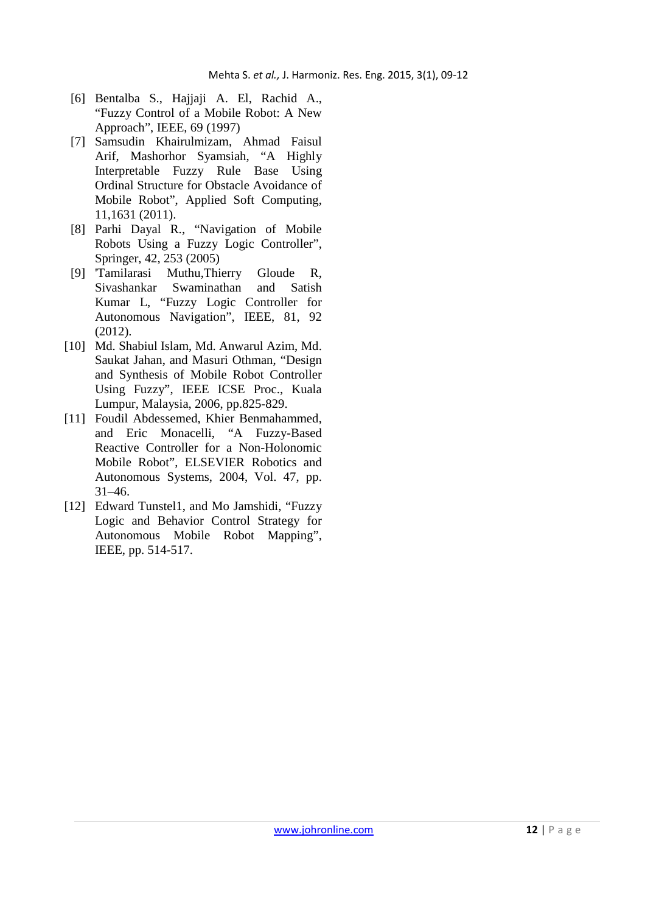[6] Bentalba S., Hajjaji A. El, Rachid A., "Fuzzy Control of a Mobile Robot: A New Approach", IEEE, 69 (1997)

[7] Samsudin Khairulmizam, Ahmad Faisul Arif, Mashorhor Syamsiah, "A Highly Interpretable Fuzzy Rule Base Using Ordinal Structure for Obstacle Avoidance of Mobile Robot", Applied Soft Computing, 11,1631 (2011).

[8] Parhi Dayal R., "Navigation of Mobile Robots Using a Fuzzy Logic Controller", Springer, 42, 253 (2005)

[9] 'Tamilarasi Muthu,Thierry Gloude R, Sivashankar Swaminathan and Satish Kumar L, "Fuzzy Logic Controller for Autonomous Navigation", IEEE, 81, 92 (2012).

[10] Md. Shabiul Islam, Md. Anwarul Azim, Md. Saukat Jahan, and Masuri Othman, "Design and Synthesis of Mobile Robot Controller Using Fuzzy", IEEE ICSE Proc., Kuala Lumpur, Malaysia, 2006, pp.825-829.

[11] Foudil Abdessemed, Khier Benmahammed, and Eric Monacelli, "A Fuzzy-Based Reactive Controller for a Non-Holonomic Mobile Robot", ELSEVIER Robotics and Autonomous Systems, 2004, Vol. 47, pp. 31–46.

[12] Edward Tunstel1, and Mo Jamshidi, "Fuzzy Logic and Behavior Control Strategy for Autonomous Mobile Robot Mapping", IEEE, pp. 514-517.